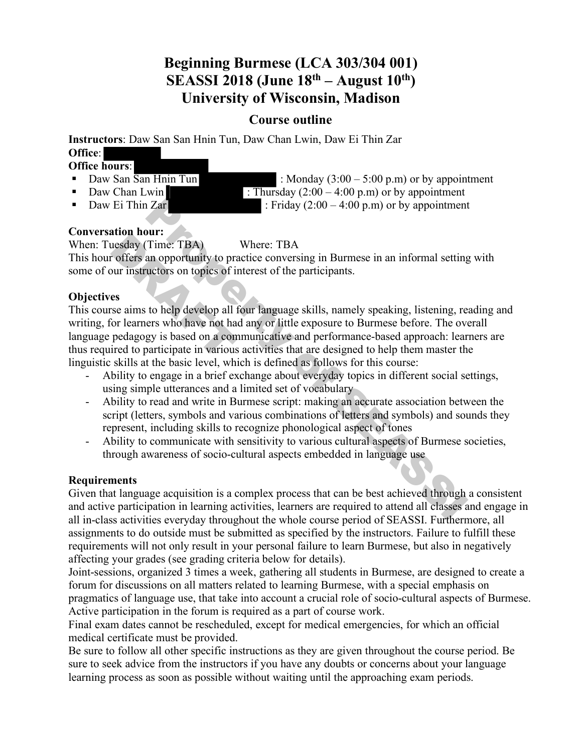# Beginning Burmese (LCA 303/304 001)
# SEASSI 2018 (June 18th – August 10th)
# University of Wisconsin, Madison

## Course outline

**Instructors**: Daw San San Hnin Tun, Daw Chan Lwin, Daw Ei Thin Zar

**Office**:

**Office hours**:

- Daw San San Hnin Tun : Monday (3:00 – 5:00 p.m) or by appointment
- Daw Chan Lwin : Thursday (2:00 – 4:00 p.m) or by appointment
- Daw Ei Thin Zar : Friday (2:00 – 4:00 p.m) or by appointment

**Conversation hour:**

When: Tuesday (Time: TBA) Where: TBA

This hour offers an opportunity to practice conversing in Burmese in an informal setting with some of our instructors on topics of interest of the participants.

**Objectives**

This course aims to help develop all four language skills, namely speaking, listening, reading and writing, for learners who have not had any or little exposure to Burmese before. The overall language pedagogy is based on a communicative and performance-based approach: learners are thus required to participate in various activities that are designed to help them master the linguistic skills at the basic level, which is defined as follows for this course:

- Ability to engage in a brief exchange about everyday topics in different social settings, using simple utterances and a limited set of vocabulary
- Ability to read and write in Burmese script: making an accurate association between the script (letters, symbols and various combinations of letters and symbols) and sounds they represent, including skills to recognize phonological aspect of tones
- Ability to communicate with sensitivity to various cultural aspects of Burmese societies, through awareness of socio-cultural aspects embedded in language use

**Requirements**

Given that language acquisition is a complex process that can be best achieved through a consistent and active participation in learning activities, learners are required to attend all classes and engage in all in-class activities everyday throughout the whole course period of SEASSI. Furthermore, all assignments to do outside must be submitted as specified by the instructors. Failure to fulfill these requirements will not only result in your personal failure to learn Burmese, but also in negatively affecting your grades (see grading criteria below for details).

Joint-sessions, organized 3 times a week, gathering all students in Burmese, are designed to create a forum for discussions on all matters related to learning Burmese, with a special emphasis on pragmatics of language use, that take into account a crucial role of socio-cultural aspects of Burmese. Active participation in the forum is required as a part of course work.

Final exam dates cannot be rescheduled, except for medical emergencies, for which an official medical certificate must be provided.

Be sure to follow all other specific instructions as they are given throughout the course period. Be sure to seek advice from the instructors if you have any doubts or concerns about your language learning process as soon as possible without waiting until the approaching exam periods.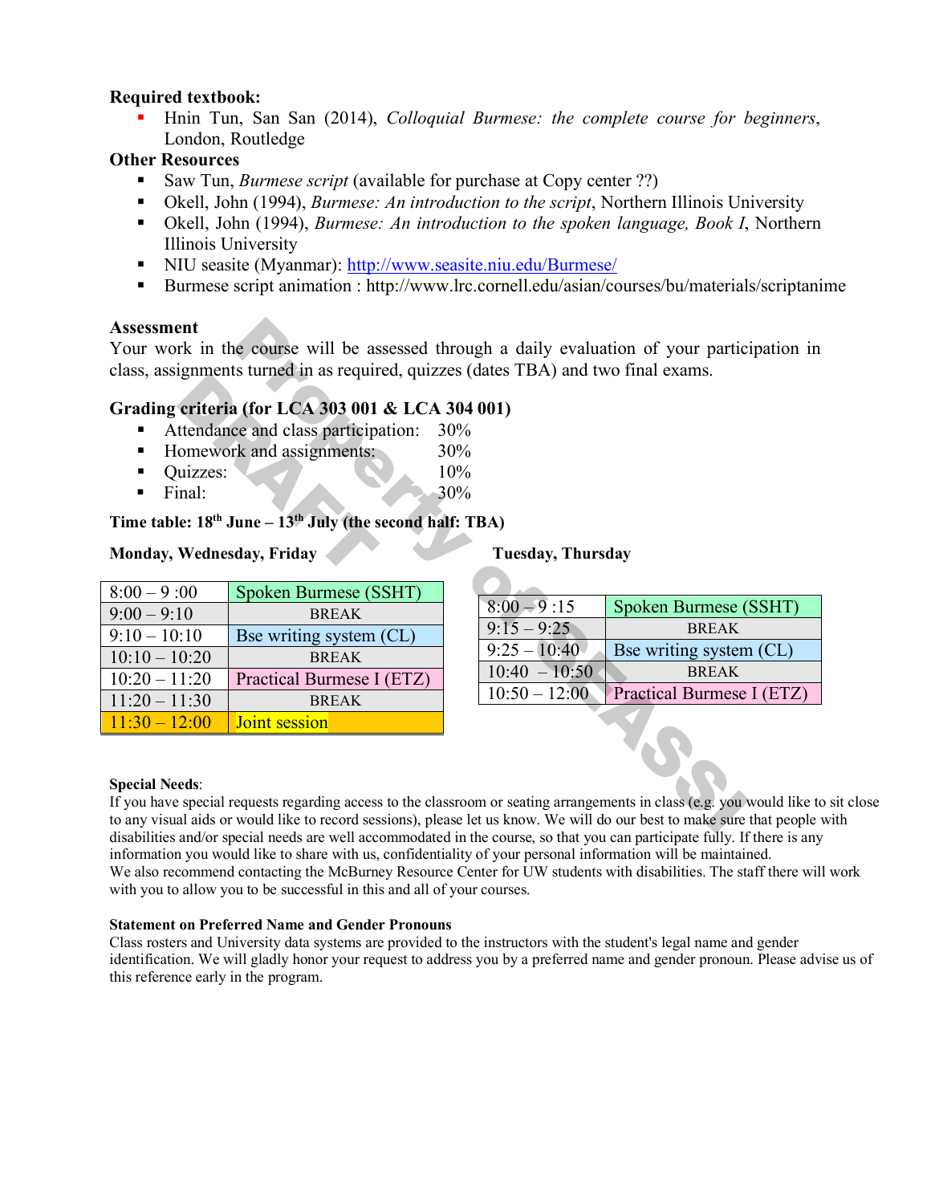**Required textbook:**

- Hnin Tun, San San (2014), *Colloquial Burmese: the complete course for beginners*, London, Routledge

**Other Resources**

- Saw Tun, *Burmese script* (available for purchase at Copy center ??)
- Okell, John (1994), *Burmese: An introduction to the script*, Northern Illinois University
- Okell, John (1994), *Burmese: An introduction to the spoken language, Book I*, Northern Illinois University
- NIU seasite (Myanmar): http://www.seasite.niu.edu/Burmese/
- Burmese script animation : http://www.lrc.cornell.edu/asian/courses/bu/materials/scriptanime

**Assessment**

Your work in the course will be assessed through a daily evaluation of your participation in class, assignments turned in as required, quizzes (dates TBA) and two final exams.

**Grading criteria (for LCA 303 001 & LCA 304 001)**

- Attendance and class participation: 30%
- Homework and assignments: 30%
- Quizzes: 10%
- Final: 30%

**Time table: 18th June – 13th July (the second half: TBA)**

**Monday, Wednesday, Friday**

| | |
|---|---|
| 8:00 – 9 :00 | Spoken Burmese (SSHT) |
| 9:00 – 9:10 | BREAK |
| 9:10 – 10:10 | Bse writing system (CL) |
| 10:10 – 10:20 | BREAK |
| 10:20 – 11:20 | Practical Burmese I (ETZ) |
| 11:20 – 11:30 | BREAK |
| 11:30 – 12:00 | Joint session |

**Tuesday, Thursday**

| | |
|---|---|
| 8:00 – 9 :15 | Spoken Burmese (SSHT) |
| 9:15 – 9:25 | BREAK |
| 9:25 – 10:40 | Bse writing system (CL) |
| 10:40 – 10:50 | BREAK |
| 10:50 – 12:00 | Practical Burmese I (ETZ) |

**Special Needs**:

If you have special requests regarding access to the classroom or seating arrangements in class (e.g. you would like to sit close to any visual aids or would like to record sessions), please let us know. We will do our best to make sure that people with disabilities and/or special needs are well accommodated in the course, so that you can participate fully. If there is any information you would like to share with us, confidentiality of your personal information will be maintained.

We also recommend contacting the McBurney Resource Center for UW students with disabilities. The staff there will work with you to allow you to be successful in this and all of your courses.

**Statement on Preferred Name and Gender Pronouns**

Class rosters and University data systems are provided to the instructors with the student's legal name and gender identification. We will gladly honor your request to address you by a preferred name and gender pronoun. Please advise us of this reference early in the program.